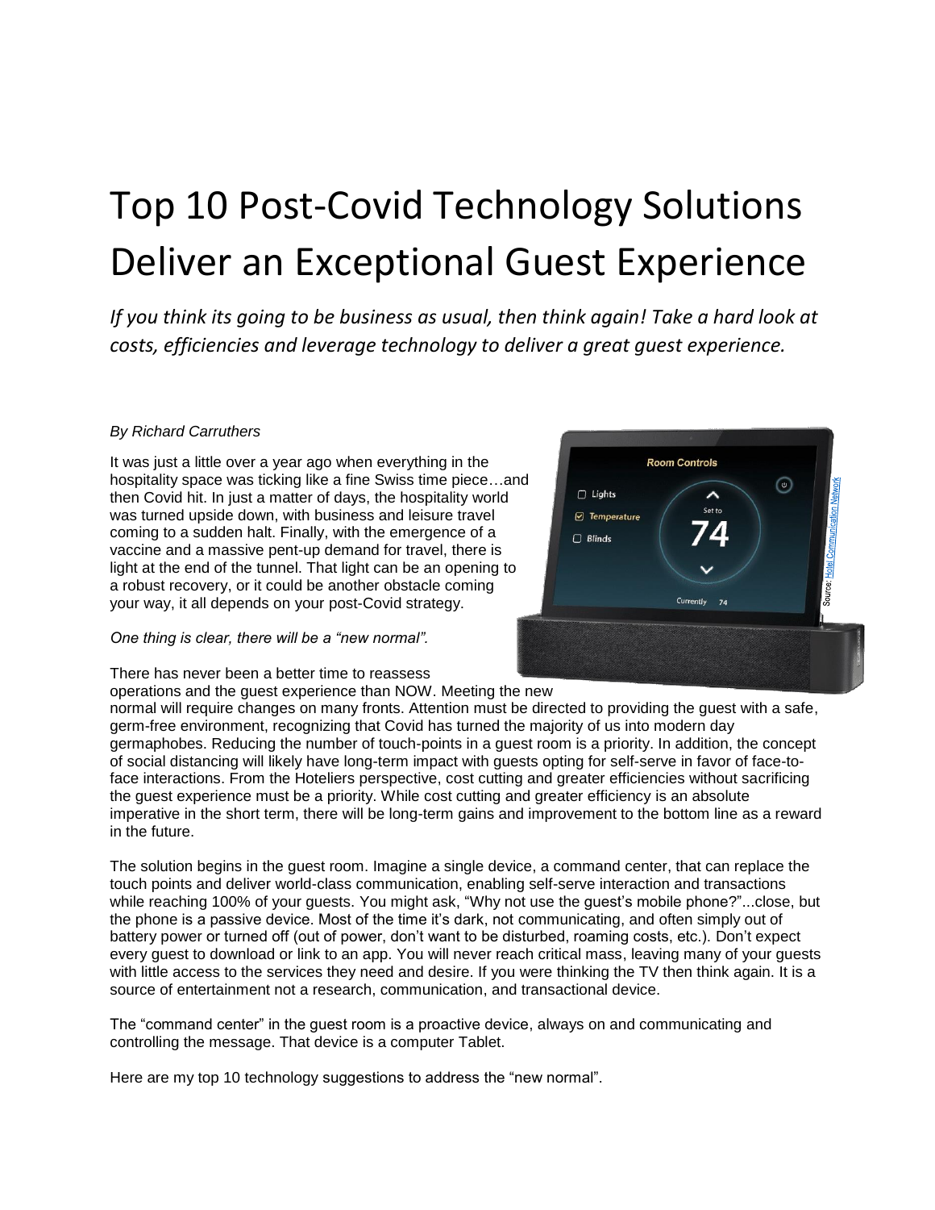# Top 10 Post-Covid Technology Solutions Deliver an Exceptional Guest Experience

*If you think its going to be business as usual, then think again! Take a hard look at costs, efficiencies and leverage technology to deliver a great guest experience.*

*By Richard Carruthers*

It was just a little over a year ago when everything in the hospitality space was ticking like a fine Swiss time piece…and then Covid hit. In just a matter of days, the hospitality world was turned upside down, with business and leisure travel coming to a sudden halt. Finally, with the emergence of a vaccine and a massive pent-up demand for travel, there is light at the end of the tunnel. That light can be an opening to a robust recovery, or it could be another obstacle coming your way, it all depends on your post-Covid strategy.

*One thing is clear, there will be a "new normal".*

There has never been a better time to reassess operations and the guest experience than NOW. Meeting the new normal will require changes on many fronts. Attention must be directed to providing the guest with a safe, germ-free environment, recognizing that Covid has turned the majority of us into modern day germaphobes. Reducing the number of touch-points in a guest room is a priority. In addition, the concept of social distancing will likely have long-term impact with guests opting for self-serve in favor of face-to-face interactions. From the Hoteliers perspective, cost cutting and greater efficiencies without sacrificing the guest experience must be a priority. While cost cutting and greater efficiency is an absolute imperative in the short term, there will be long-term gains and improvement to the bottom line as a reward in the future.

The solution begins in the guest room. Imagine a single device, a command center, that can replace the touch points and deliver world-class communication, enabling self-serve interaction and transactions while reaching 100% of your guests. You might ask, "Why not use the guest's mobile phone?"...close, but the phone is a passive device. Most of the time it's dark, not communicating, and often simply out of battery power or turned off (out of power, don't want to be disturbed, roaming costs, etc.). Don't expect every guest to download or link to an app. You will never reach critical mass, leaving many of your guests with little access to the services they need and desire. If you were thinking the TV then think again. It is a source of entertainment not a research, communication, and transactional device.

The "command center" in the guest room is a proactive device, always on and communicating and controlling the message. That device is a computer Tablet.

Here are my top 10 technology suggestions to address the "new normal".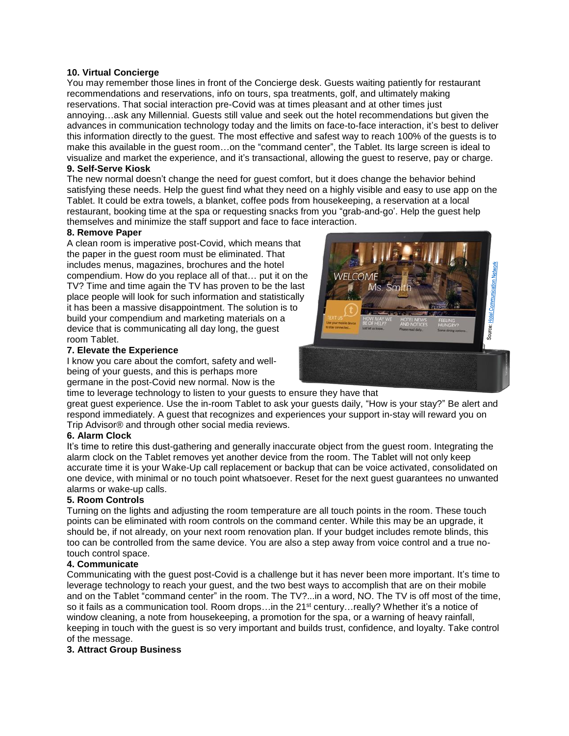**10. Virtual Concierge**

You may remember those lines in front of the Concierge desk. Guests waiting patiently for restaurant recommendations and reservations, info on tours, spa treatments, golf, and ultimately making reservations. That social interaction pre-Covid was at times pleasant and at other times just annoying…ask any Millennial. Guests still value and seek out the hotel recommendations but given the advances in communication technology today and the limits on face-to-face interaction, it's best to deliver this information directly to the guest. The most effective and safest way to reach 100% of the guests is to make this available in the guest room…on the "command center", the Tablet. Its large screen is ideal to visualize and market the experience, and it's transactional, allowing the guest to reserve, pay or charge.

**9. Self-Serve Kiosk**

The new normal doesn't change the need for guest comfort, but it does change the behavior behind satisfying these needs. Help the guest find what they need on a highly visible and easy to use app on the Tablet. It could be extra towels, a blanket, coffee pods from housekeeping, a reservation at a local restaurant, booking time at the spa or requesting snacks from you "grab-and-go'. Help the guest help themselves and minimize the staff support and face to face interaction.

**8. Remove Paper**

A clean room is imperative post-Covid, which means that the paper in the guest room must be eliminated. That includes menus, magazines, brochures and the hotel compendium. How do you replace all of that… put it on the TV? Time and time again the TV has proven to be the last place people will look for such information and statistically it has been a massive disappointment. The solution is to build your compendium and marketing materials on a device that is communicating all day long, the guest room Tablet.

Source: Hotel Communication Network

**7. Elevate the Experience**

I know you care about the comfort, safety and well-being of your guests, and this is perhaps more germane in the post-Covid new normal. Now is the time to leverage technology to listen to your guests to ensure they have that great guest experience. Use the in-room Tablet to ask your guests daily, "How is your stay?" Be alert and respond immediately. A guest that recognizes and experiences your support in-stay will reward you on Trip Advisor® and through other social media reviews.

**6. Alarm Clock**

It's time to retire this dust-gathering and generally inaccurate object from the guest room. Integrating the alarm clock on the Tablet removes yet another device from the room. The Tablet will not only keep accurate time it is your Wake-Up call replacement or backup that can be voice activated, consolidated on one device, with minimal or no touch point whatsoever. Reset for the next guest guarantees no unwanted alarms or wake-up calls.

**5. Room Controls**

Turning on the lights and adjusting the room temperature are all touch points in the room. These touch points can be eliminated with room controls on the command center. While this may be an upgrade, it should be, if not already, on your next room renovation plan. If your budget includes remote blinds, this too can be controlled from the same device. You are also a step away from voice control and a true no-touch control space.

**4. Communicate**

Communicating with the guest post-Covid is a challenge but it has never been more important. It's time to leverage technology to reach your guest, and the two best ways to accomplish that are on their mobile and on the Tablet "command center" in the room. The TV?...in a word, NO. The TV is off most of the time, so it fails as a communication tool. Room drops…in the 21st century…really? Whether it's a notice of window cleaning, a note from housekeeping, a promotion for the spa, or a warning of heavy rainfall, keeping in touch with the guest is so very important and builds trust, confidence, and loyalty. Take control of the message.

**3. Attract Group Business**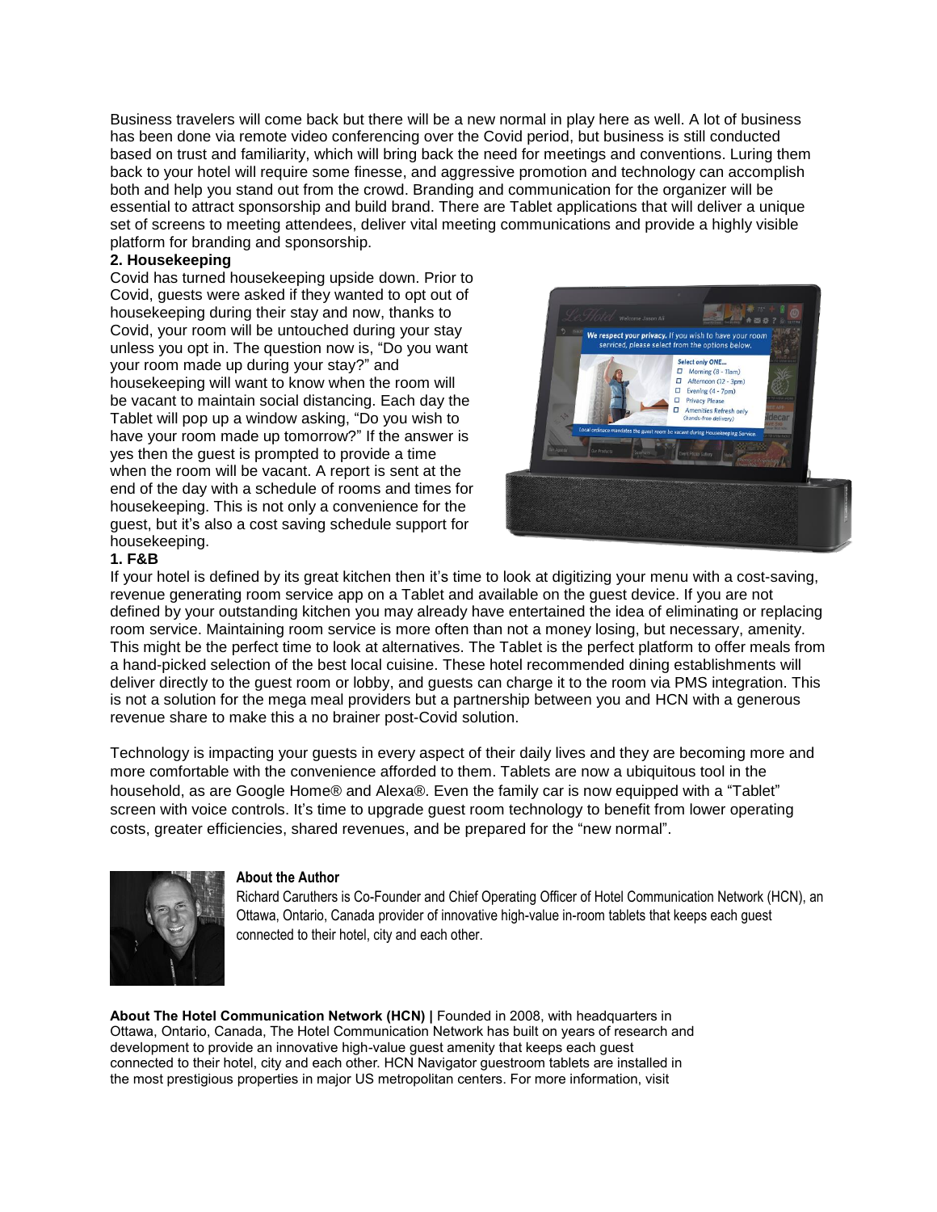Business travelers will come back but there will be a new normal in play here as well. A lot of business has been done via remote video conferencing over the Covid period, but business is still conducted based on trust and familiarity, which will bring back the need for meetings and conventions. Luring them back to your hotel will require some finesse, and aggressive promotion and technology can accomplish both and help you stand out from the crowd. Branding and communication for the organizer will be essential to attract sponsorship and build brand. There are Tablet applications that will deliver a unique set of screens to meeting attendees, deliver vital meeting communications and provide a highly visible platform for branding and sponsorship.

**2. Housekeeping**

Covid has turned housekeeping upside down. Prior to Covid, guests were asked if they wanted to opt out of housekeeping during their stay and now, thanks to Covid, your room will be untouched during your stay unless you opt in. The question now is, "Do you want your room made up during your stay?" and housekeeping will want to know when the room will be vacant to maintain social distancing. Each day the Tablet will pop up a window asking, "Do you wish to have your room made up tomorrow?" If the answer is yes then the guest is prompted to provide a time when the room will be vacant. A report is sent at the end of the day with a schedule of rooms and times for housekeeping. This is not only a convenience for the guest, but it's also a cost saving schedule support for housekeeping.

**1. F&B**

If your hotel is defined by its great kitchen then it's time to look at digitizing your menu with a cost-saving, revenue generating room service app on a Tablet and available on the guest device. If you are not defined by your outstanding kitchen you may already have entertained the idea of eliminating or replacing room service. Maintaining room service is more often than not a money losing, but necessary, amenity. This might be the perfect time to look at alternatives. The Tablet is the perfect platform to offer meals from a hand-picked selection of the best local cuisine. These hotel recommended dining establishments will deliver directly to the guest room or lobby, and guests can charge it to the room via PMS integration. This is not a solution for the mega meal providers but a partnership between you and HCN with a generous revenue share to make this a no brainer post-Covid solution.

Technology is impacting your guests in every aspect of their daily lives and they are becoming more and more comfortable with the convenience afforded to them. Tablets are now a ubiquitous tool in the household, as are Google Home® and Alexa®. Even the family car is now equipped with a "Tablet" screen with voice controls. It's time to upgrade guest room technology to benefit from lower operating costs, greater efficiencies, shared revenues, and be prepared for the "new normal".

**About the Author**

Richard Caruthers is Co-Founder and Chief Operating Officer of Hotel Communication Network (HCN), an Ottawa, Ontario, Canada provider of innovative high-value in-room tablets that keeps each guest connected to their hotel, city and each other.

**About The Hotel Communication Network (HCN) |** Founded in 2008, with headquarters in Ottawa, Ontario, Canada, The Hotel Communication Network has built on years of research and development to provide an innovative high-value guest amenity that keeps each guest connected to their hotel, city and each other. HCN Navigator guestroom tablets are installed in the most prestigious properties in major US metropolitan centers. For more information, visit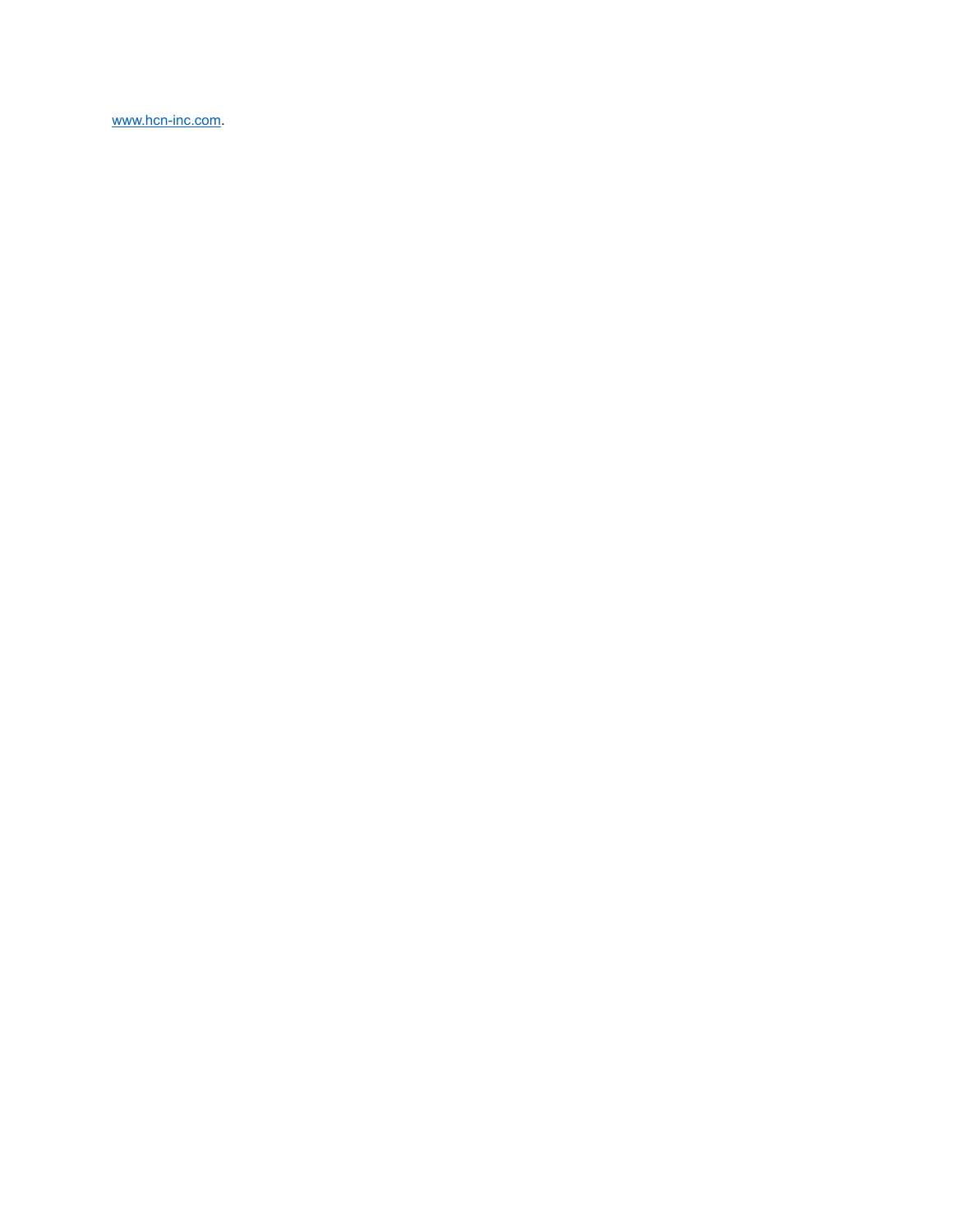www.hcn-inc.com.